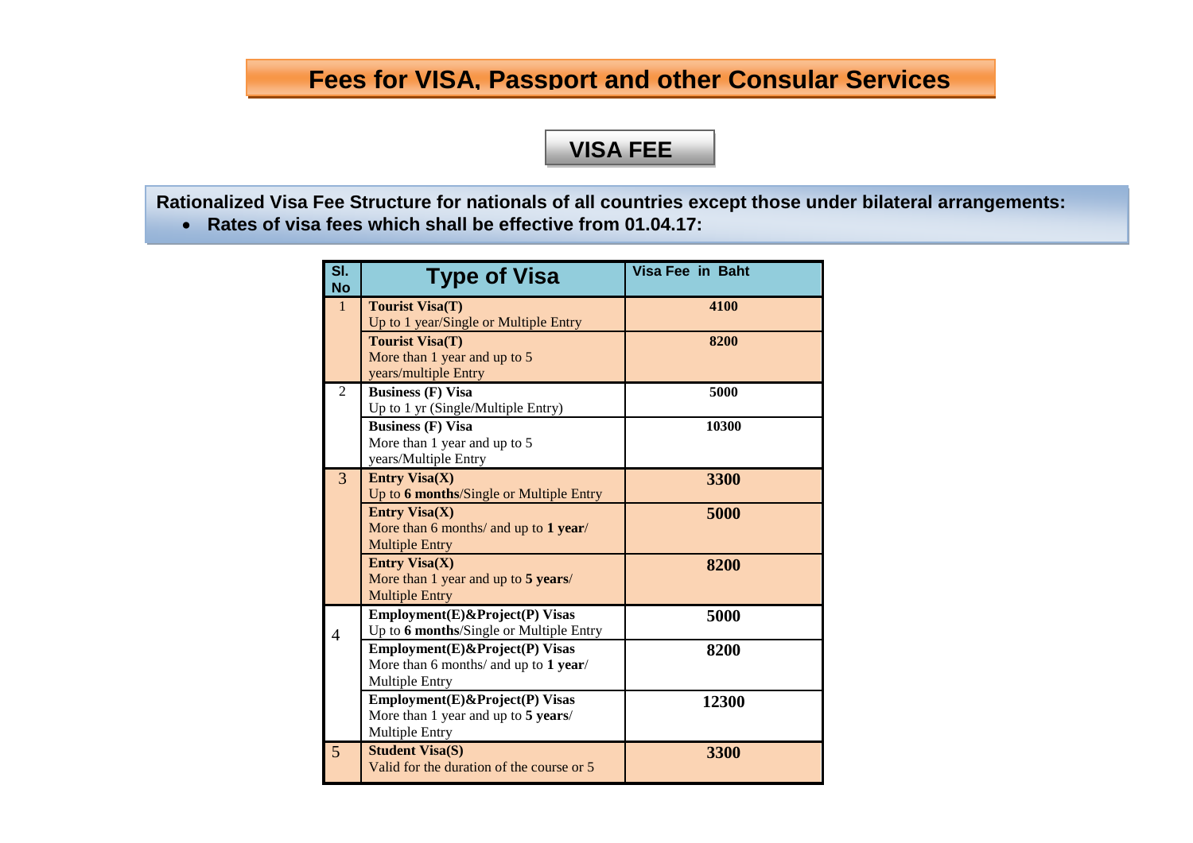# Fees for VISA, Passport and other Consular Services

## VISA FEE

**Rationalized Visa Fee Structure for nationals of all countries except those under bilateral arrangements:**

- **Rates of visa fees which shall be effective from 01.04.17:**

| Sl. No | Type of Visa | Visa Fee in Baht |
|---|---|---|
| 1 | **Tourist Visa(T)** Up to 1 year/Single or Multiple Entry | **4100** |
| | **Tourist Visa(T)** More than 1 year and up to 5 years/multiple Entry | **8200** |
| 2 | **Business (F) Visa** Up to 1 yr (Single/Multiple Entry) | **5000** |
| | **Business (F) Visa** More than 1 year and up to 5 years/Multiple Entry | **10300** |
| 3 | **Entry Visa(X)** Up to **6 months**/Single or Multiple Entry | **3300** |
| | **Entry Visa(X)** More than 6 months/ and up to **1 year**/ Multiple Entry | **5000** |
| | **Entry Visa(X)** More than 1 year and up to **5 years**/ Multiple Entry | **8200** |
| 4 | **Employment(E)&Project(P) Visas** Up to **6 months**/Single or Multiple Entry | **5000** |
| | **Employment(E)&Project(P) Visas** More than 6 months/ and up to **1 year**/ Multiple Entry | **8200** |
| | **Employment(E)&Project(P) Visas** More than 1 year and up to **5 years**/ Multiple Entry | **12300** |
| 5 | **Student Visa(S)** Valid for the duration of the course or 5 | **3300** |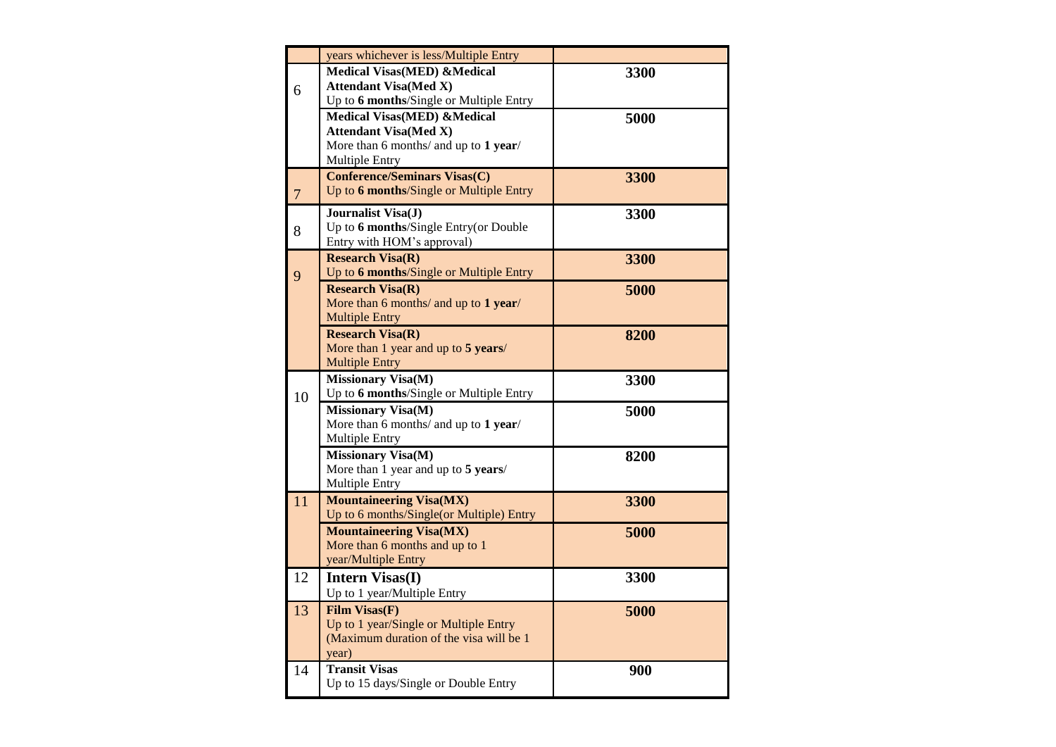|  |  |  |
|---|---|---|
|  | years whichever is less/Multiple Entry |  |
| 6 | **Medical Visas(MED) &Medical Attendant Visa(Med X)** Up to **6 months**/Single or Multiple Entry | **3300** |
|  | **Medical Visas(MED) &Medical Attendant Visa(Med X)** More than 6 months/ and up to **1 year**/ Multiple Entry | **5000** |
| 7 | **Conference/Seminars Visas(C)** Up to **6 months**/Single or Multiple Entry | **3300** |
| 8 | **Journalist Visa(J)** Up to **6 months**/Single Entry(or Double Entry with HOM's approval) | **3300** |
| 9 | **Research Visa(R)** Up to **6 months**/Single or Multiple Entry | **3300** |
|  | **Research Visa(R)** More than 6 months/ and up to **1 year**/ Multiple Entry | **5000** |
|  | **Research Visa(R)** More than 1 year and up to **5 years**/ Multiple Entry | **8200** |
| 10 | **Missionary Visa(M)** Up to **6 months**/Single or Multiple Entry | **3300** |
|  | **Missionary Visa(M)** More than 6 months/ and up to **1 year**/ Multiple Entry | **5000** |
|  | **Missionary Visa(M)** More than 1 year and up to **5 years**/ Multiple Entry | **8200** |
| 11 | **Mountaineering Visa(MX)** Up to 6 months/Single(or Multiple) Entry | **3300** |
|  | **Mountaineering Visa(MX)** More than 6 months and up to 1 year/Multiple Entry | **5000** |
| 12 | **Intern Visas(I)** Up to 1 year/Multiple Entry | **3300** |
| 13 | **Film Visas(F)** Up to 1 year/Single or Multiple Entry (Maximum duration of the visa will be 1 year) | **5000** |
| 14 | **Transit Visas** Up to 15 days/Single or Double Entry | **900** |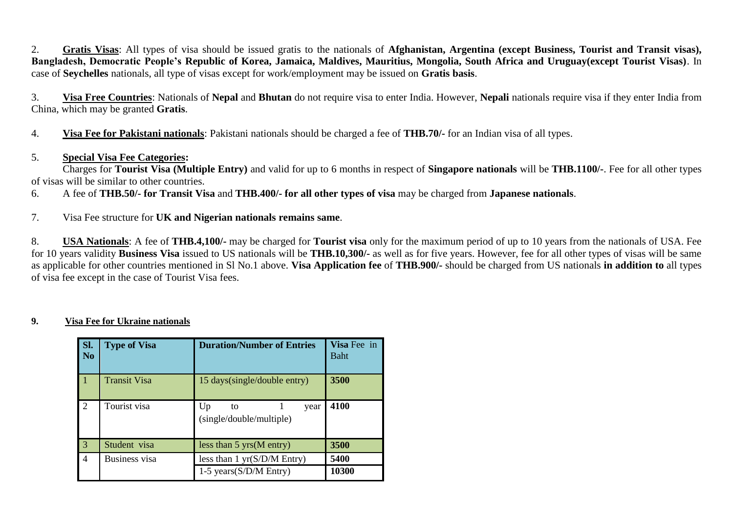2. **Gratis Visas**: All types of visa should be issued gratis to the nationals of **Afghanistan, Argentina (except Business, Tourist and Transit visas), Bangladesh, Democratic People's Republic of Korea, Jamaica, Maldives, Mauritius, Mongolia, South Africa and Uruguay(except Tourist Visas)**. In case of **Seychelles** nationals, all type of visas except for work/employment may be issued on **Gratis basis**.

3. **Visa Free Countries**: Nationals of **Nepal** and **Bhutan** do not require visa to enter India. However, **Nepali** nationals require visa if they enter India from China, which may be granted **Gratis**.

4. **Visa Fee for Pakistani nationals**: Pakistani nationals should be charged a fee of **THB.70/-** for an Indian visa of all types.

5. **Special Visa Fee Categories:**

Charges for **Tourist Visa (Multiple Entry)** and valid for up to 6 months in respect of **Singapore nationals** will be **THB.1100/-**. Fee for all other types of visas will be similar to other countries.

6. A fee of **THB.50/- for Transit Visa** and **THB.400/- for all other types of visa** may be charged from **Japanese nationals**.

7. Visa Fee structure for **UK and Nigerian nationals remains same**.

8. **USA Nationals**: A fee of **THB.4,100/-** may be charged for **Tourist visa** only for the maximum period of up to 10 years from the nationals of USA. Fee for 10 years validity **Business Visa** issued to US nationals will be **THB.10,300/-** as well as for five years. However, fee for all other types of visas will be same as applicable for other countries mentioned in Sl No.1 above. **Visa Application fee** of **THB.900/-** should be charged from US nationals **in addition to** all types of visa fee except in the case of Tourist Visa fees.

**9. Visa Fee for Ukraine nationals**

| Sl. No | Type of Visa | Duration/Number of Entries | Visa Fee in Baht |
|---|---|---|---|
| 1 | Transit Visa | 15 days(single/double entry) | **3500** |
| 2 | Tourist visa | Up to 1 year (single/double/multiple) | **4100** |
| 3 | Student visa | less than 5 yrs(M entry) | **3500** |
| 4 | Business visa | less than 1 yr(S/D/M Entry) | **5400** |
| | | 1-5 years(S/D/M Entry) | **10300** |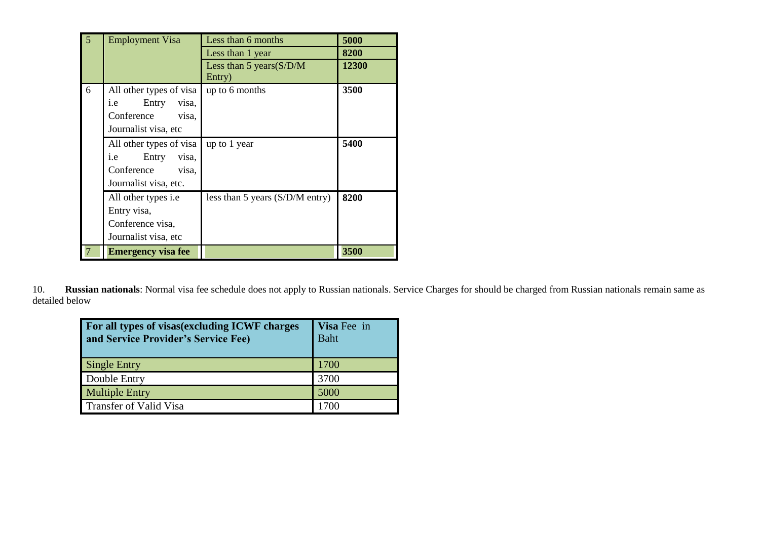| | | | |
|---|---|---|---|
| 5 | Employment Visa | Less than 6 months | **5000** |
| | | Less than 1 year | **8200** |
| | | Less than 5 years(S/D/M Entry) | **12300** |
| 6 | All other types of visa i.e Entry visa, Conference visa, Journalist visa, etc | up to 6 months | **3500** |
| | All other types of visa i.e Entry visa, Conference visa, Journalist visa, etc. | up to 1 year | **5400** |
| | All other types i.e Entry visa, Conference visa, Journalist visa, etc | less than 5 years (S/D/M entry) | **8200** |
| 7 | **Emergency visa fee** | | **3500** |

10. **Russian nationals**: Normal visa fee schedule does not apply to Russian nationals. Service Charges for should be charged from Russian nationals remain same as detailed below

| **For all types of visas(excluding ICWF charges and Service Provider's Service Fee)** | **Visa** Fee in Baht |
|---|---|
| Single Entry | 1700 |
| Double Entry | 3700 |
| Multiple Entry | 5000 |
| Transfer of Valid Visa | 1700 |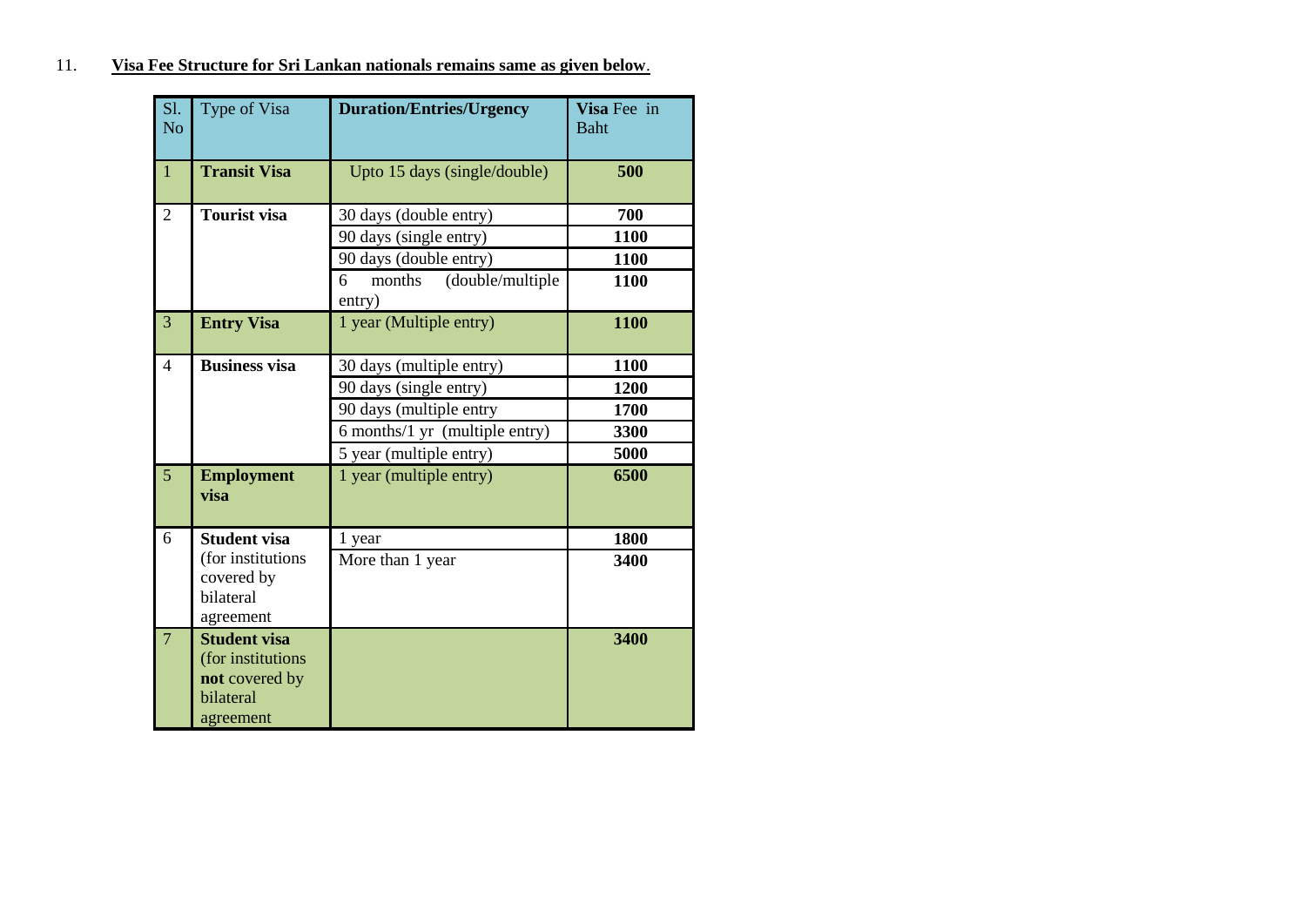11. **Visa Fee Structure for Sri Lankan nationals remains same as given below**.

| Sl. No | Type of Visa | **Duration/Entries/Urgency** | **Visa** Fee in Baht |
|---|---|---|---|
| 1 | **Transit Visa** | Upto 15 days (single/double) | **500** |
| 2 | **Tourist visa** | 30 days (double entry) | **700** |
| | | 90 days (single entry) | **1100** |
| | | 90 days (double entry) | **1100** |
| | | 6 months (double/multiple entry) | **1100** |
| 3 | **Entry Visa** | 1 year (Multiple entry) | **1100** |
| 4 | **Business visa** | 30 days (multiple entry) | **1100** |
| | | 90 days (single entry) | **1200** |
| | | 90 days (multiple entry | **1700** |
| | | 6 months/1 yr (multiple entry) | **3300** |
| | | 5 year (multiple entry) | **5000** |
| 5 | **Employment visa** | 1 year (multiple entry) | **6500** |
| 6 | **Student visa** (for institutions covered by bilateral agreement | 1 year | **1800** |
| | | More than 1 year | **3400** |
| 7 | **Student visa** (for institutions **not** covered by bilateral agreement | | **3400** |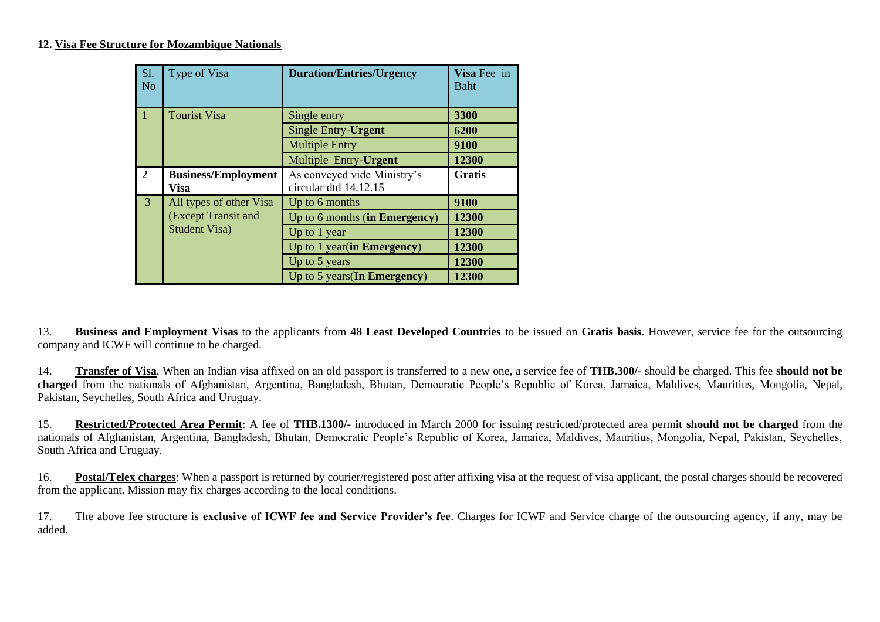**12. Visa Fee Structure for Mozambique Nationals**

| Sl. No | Type of Visa | **Duration/Entries/Urgency** | **Visa** Fee in Baht |
|---|---|---|---|
| 1 | Tourist Visa | Single entry | **3300** |
| | | Single Entry-**Urgent** | **6200** |
| | | Multiple Entry | **9100** |
| | | Multiple Entry-**Urgent** | **12300** |
| 2 | **Business/Employment Visa** | As conveyed vide Ministry's circular dtd 14.12.15 | **Gratis** |
| 3 | All types of other Visa (Except Transit and Student Visa) | Up to 6 months | **9100** |
| | | Up to 6 months (**in Emergency**) | **12300** |
| | | Up to 1 year | **12300** |
| | | Up to 1 year(**in Emergency**) | **12300** |
| | | Up to 5 years | **12300** |
| | | Up to 5 years(**In Emergency**) | **12300** |

13. **Business and Employment Visas** to the applicants from **48 Least Developed Countries** to be issued on **Gratis basis**. However, service fee for the outsourcing company and ICWF will continue to be charged.

14. **Transfer of Visa**. When an Indian visa affixed on an old passport is transferred to a new one, a service fee of **THB.300/-** should be charged. This fee **should not be charged** from the nationals of Afghanistan, Argentina, Bangladesh, Bhutan, Democratic People's Republic of Korea, Jamaica, Maldives, Mauritius, Mongolia, Nepal, Pakistan, Seychelles, South Africa and Uruguay.

15. **Restricted/Protected Area Permit**: A fee of **THB.1300/-** introduced in March 2000 for issuing restricted/protected area permit **should not be charged** from the nationals of Afghanistan, Argentina, Bangladesh, Bhutan, Democratic People's Republic of Korea, Jamaica, Maldives, Mauritius, Mongolia, Nepal, Pakistan, Seychelles, South Africa and Uruguay.

16. **Postal/Telex charges**: When a passport is returned by courier/registered post after affixing visa at the request of visa applicant, the postal charges should be recovered from the applicant. Mission may fix charges according to the local conditions.

17. The above fee structure is **exclusive of ICWF fee and Service Provider's fee**. Charges for ICWF and Service charge of the outsourcing agency, if any, may be added.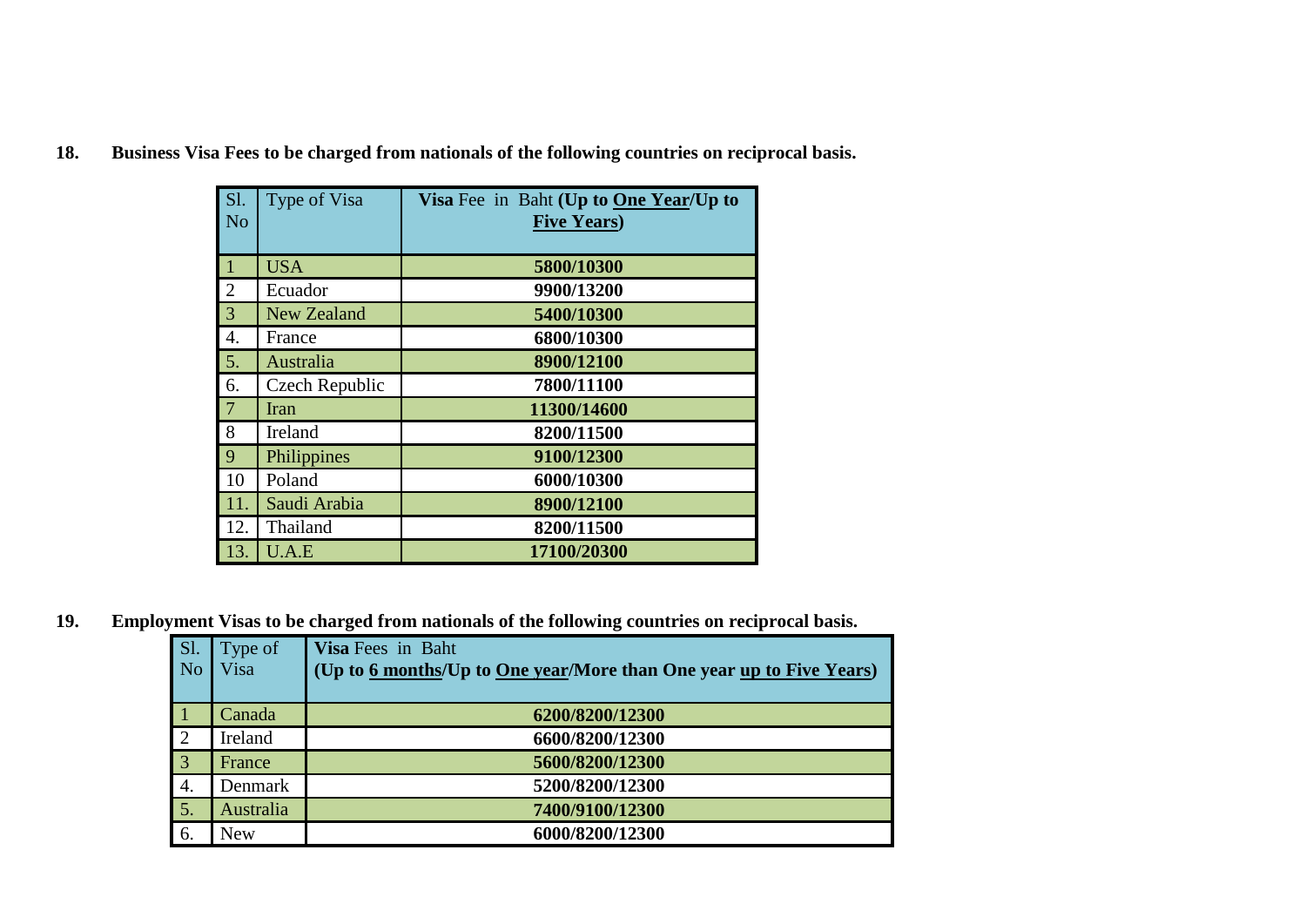**18. Business Visa Fees to be charged from nationals of the following countries on reciprocal basis.**

| Sl. No | Type of Visa | **Visa** Fee in Baht **(Up to One Year/Up to Five Years)** |
|---|---|---|
| 1 | USA | **5800/10300** |
| 2 | Ecuador | **9900/13200** |
| 3 | New Zealand | **5400/10300** |
| 4. | France | **6800/10300** |
| 5. | Australia | **8900/12100** |
| 6. | Czech Republic | **7800/11100** |
| 7 | Iran | **11300/14600** |
| 8 | Ireland | **8200/11500** |
| 9 | Philippines | **9100/12300** |
| 10 | Poland | **6000/10300** |
| 11. | Saudi Arabia | **8900/12100** |
| 12. | Thailand | **8200/11500** |
| 13. | U.A.E | **17100/20300** |

**19. Employment Visas to be charged from nationals of the following countries on reciprocal basis.**

| Sl. No | Type of Visa | **Visa** Fees in Baht **(Up to 6 months/Up to One year/More than One year up to Five Years)** |
|---|---|---|
| 1 | Canada | **6200/8200/12300** |
| 2 | Ireland | **6600/8200/12300** |
| 3 | France | **5600/8200/12300** |
| 4. | Denmark | **5200/8200/12300** |
| 5. | Australia | **7400/9100/12300** |
| 6. | New | **6000/8200/12300** |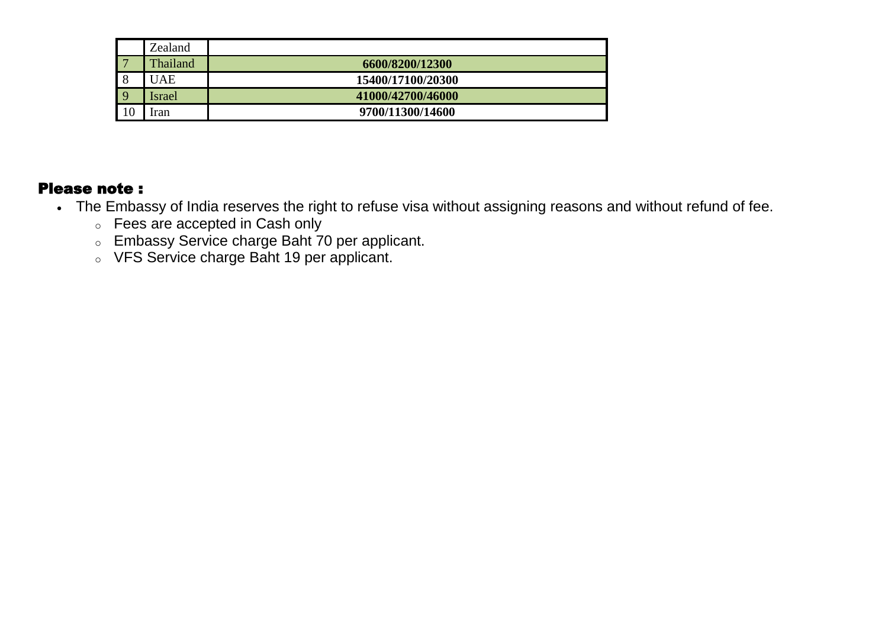|  |  |  |
|---|---|---|
|  | Zealand |  |
| 7 | Thailand | **6600/8200/12300** |
| 8 | UAE | **15400/17100/20300** |
| 9 | Israel | **41000/42700/46000** |
| 10 | Iran | **9700/11300/14600** |

**Please note :**

- The Embassy of India reserves the right to refuse visa without assigning reasons and without refund of fee.
  - Fees are accepted in Cash only
  - Embassy Service charge Baht 70 per applicant.
  - VFS Service charge Baht 19 per applicant.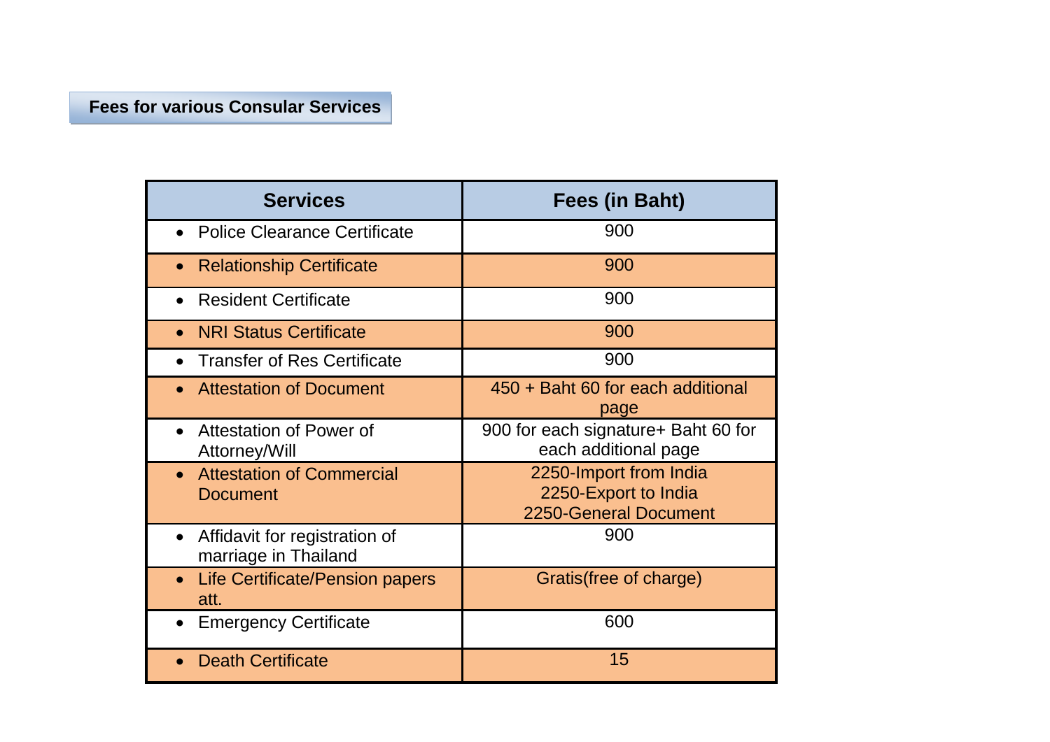## Fees for various Consular Services

| Services | Fees (in Baht) |
|---|---|
| • Police Clearance Certificate | 900 |
| • Relationship Certificate | 900 |
| • Resident Certificate | 900 |
| • NRI Status Certificate | 900 |
| • Transfer of Res Certificate | 900 |
| • Attestation of Document | 450 + Baht 60 for each additional page |
| • Attestation of Power of Attorney/Will | 900 for each signature+ Baht 60 for each additional page |
| • Attestation of Commercial Document | 2250-Import from India<br>2250-Export to India<br>2250-General Document |
| • Affidavit for registration of marriage in Thailand | 900 |
| • Life Certificate/Pension papers att. | Gratis(free of charge) |
| • Emergency Certificate | 600 |
| • Death Certificate | 15 |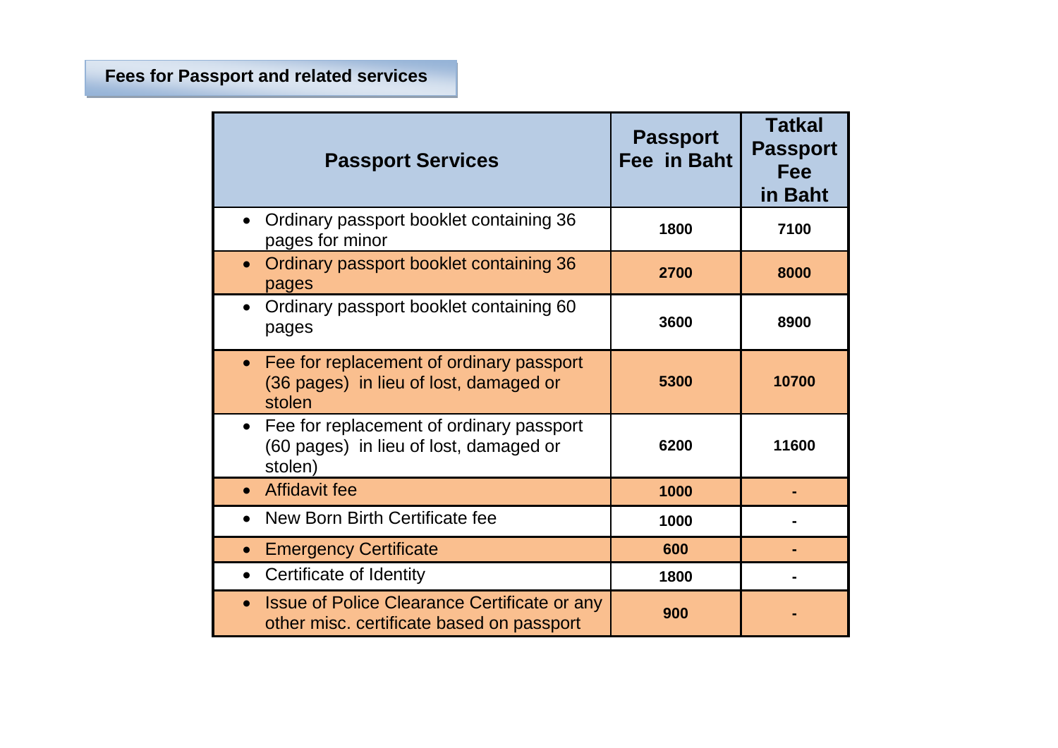## Fees for Passport and related services

| Passport Services | Passport Fee in Baht | Tatkal Passport Fee in Baht |
|---|---|---|
| • Ordinary passport booklet containing 36 pages for minor | 1800 | 7100 |
| • Ordinary passport booklet containing 36 pages | 2700 | 8000 |
| • Ordinary passport booklet containing 60 pages | 3600 | 8900 |
| • Fee for replacement of ordinary passport (36 pages) in lieu of lost, damaged or stolen | 5300 | 10700 |
| • Fee for replacement of ordinary passport (60 pages) in lieu of lost, damaged or stolen) | 6200 | 11600 |
| • Affidavit fee | 1000 | - |
| • New Born Birth Certificate fee | 1000 | - |
| • Emergency Certificate | 600 | - |
| • Certificate of Identity | 1800 | - |
| • Issue of Police Clearance Certificate or any other misc. certificate based on passport | 900 | - |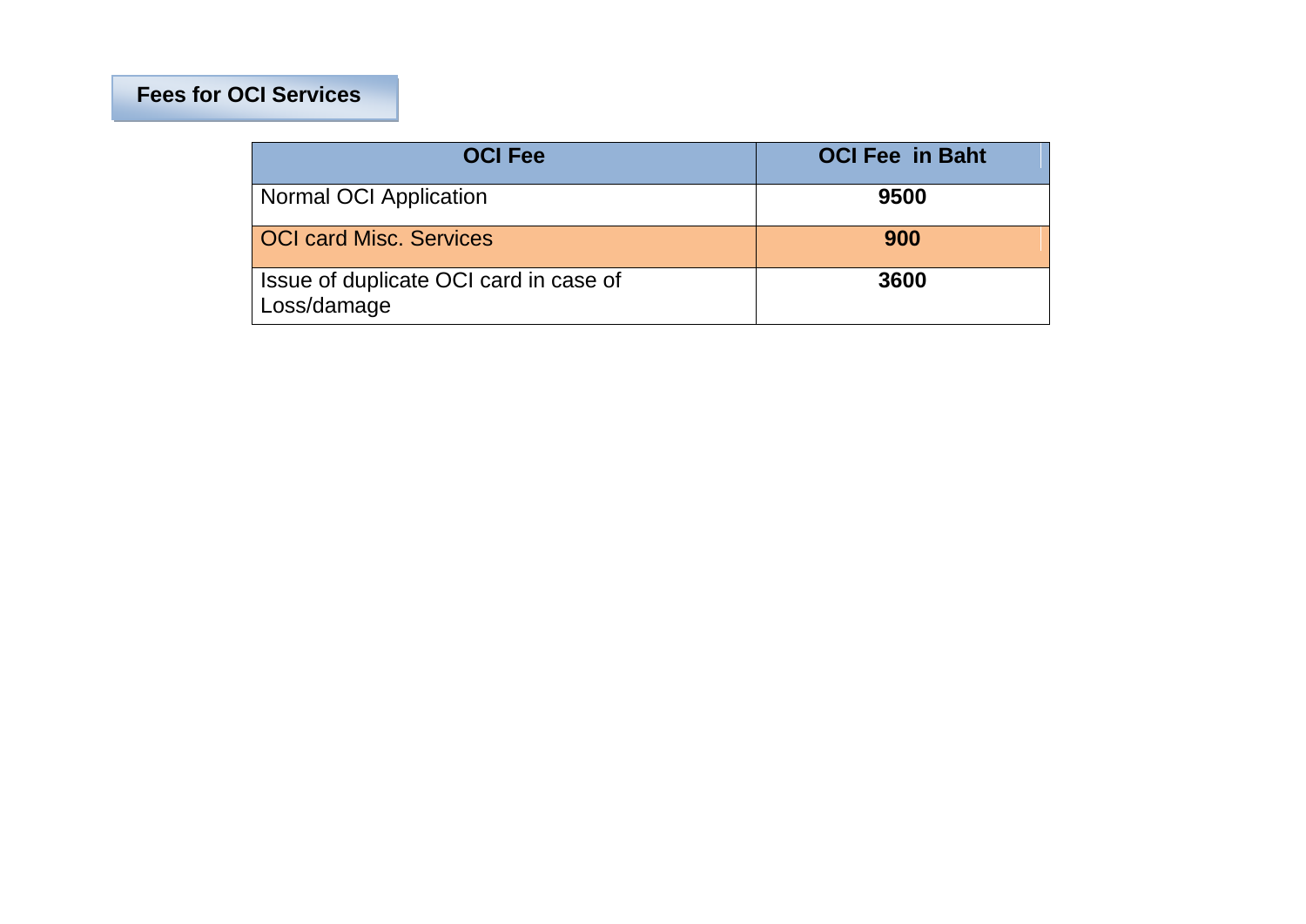## Fees for OCI Services

| OCI Fee | OCI Fee in Baht |
|---|---|
| Normal OCI Application | **9500** |
| OCI card Misc. Services | **900** |
| Issue of duplicate OCI card in case of Loss/damage | **3600** |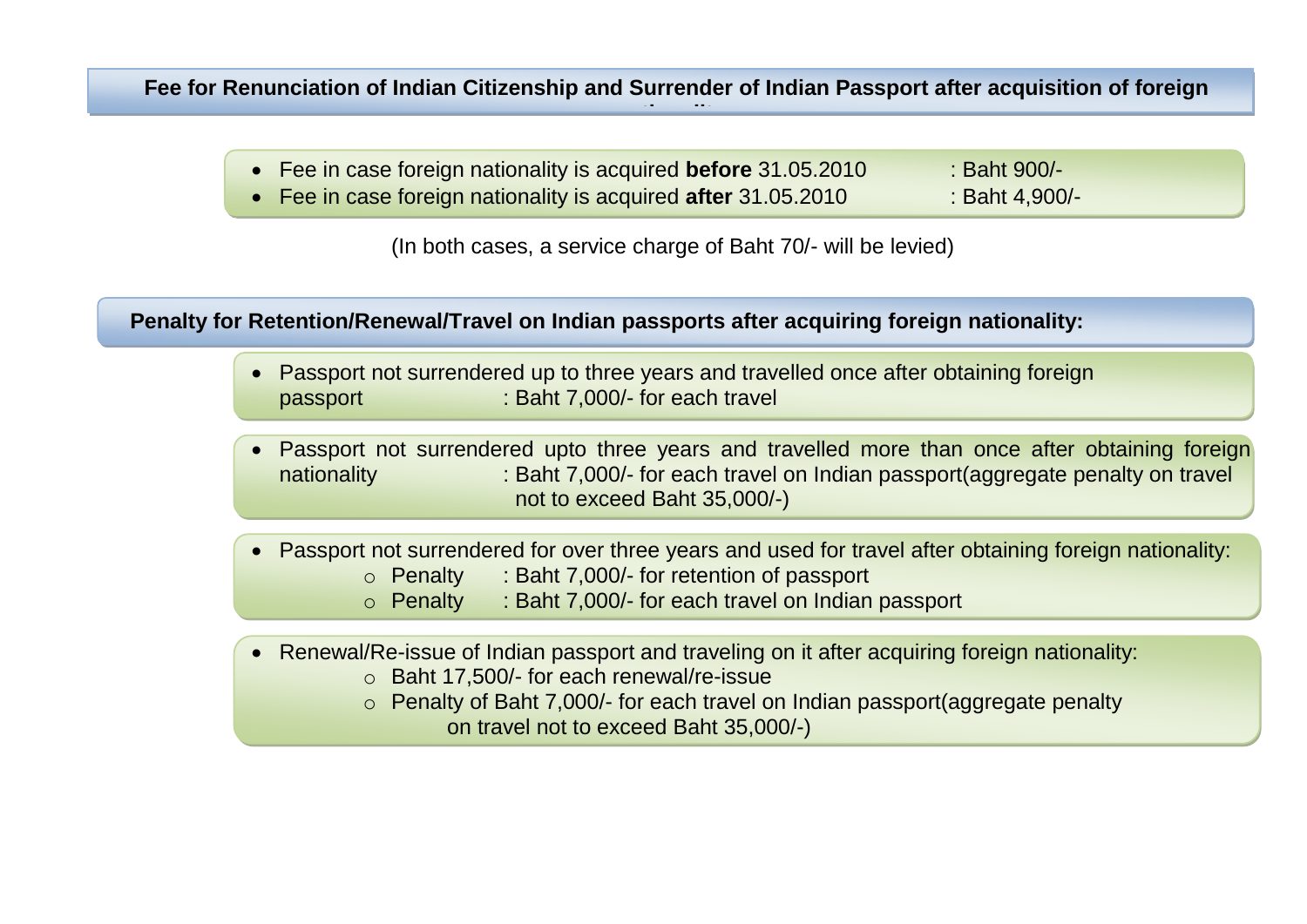## Fee for Renunciation of Indian Citizenship and Surrender of Indian Passport after acquisition of foreign nationality

- Fee in case foreign nationality is acquired **before** 31.05.2010 : Baht 900/-
- Fee in case foreign nationality is acquired **after** 31.05.2010 : Baht 4,900/-

(In both cases, a service charge of Baht 70/- will be levied)

## Penalty for Retention/Renewal/Travel on Indian passports after acquiring foreign nationality:

- Passport not surrendered up to three years and travelled once after obtaining foreign passport : Baht 7,000/- for each travel

- Passport not surrendered upto three years and travelled more than once after obtaining foreign nationality : Baht 7,000/- for each travel on Indian passport(aggregate penalty on travel not to exceed Baht 35,000/-)

- Passport not surrendered for over three years and used for travel after obtaining foreign nationality:
  - Penalty : Baht 7,000/- for retention of passport
  - Penalty : Baht 7,000/- for each travel on Indian passport

- Renewal/Re-issue of Indian passport and traveling on it after acquiring foreign nationality:
  - Baht 17,500/- for each renewal/re-issue
  - Penalty of Baht 7,000/- for each travel on Indian passport(aggregate penalty on travel not to exceed Baht 35,000/-)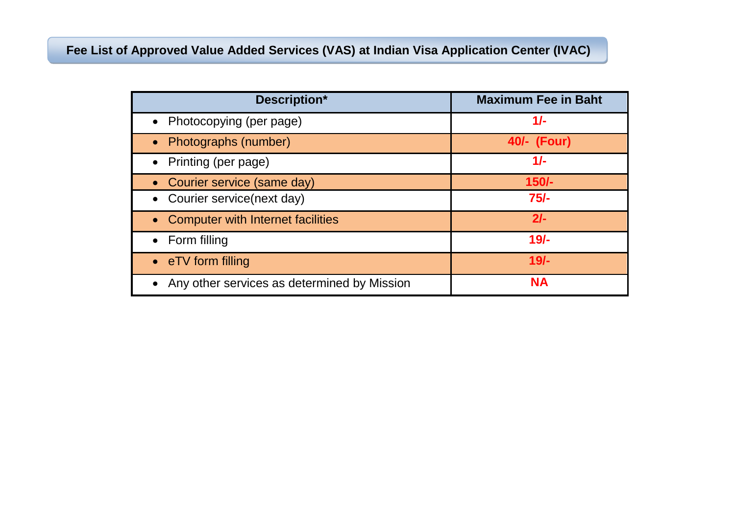## Fee List of Approved Value Added Services (VAS) at Indian Visa Application Center (IVAC)

| Description* | Maximum Fee in Baht |
|---|---|
| • Photocopying (per page) | **1/-** |
| • Photographs (number) | **40/- (Four)** |
| • Printing (per page) | **1/-** |
| • Courier service (same day) | **150/-** |
| • Courier service(next day) | **75/-** |
| • Computer with Internet facilities | **2/-** |
| • Form filling | **19/-** |
| • eTV form filling | **19/-** |
| • Any other services as determined by Mission | **NA** |